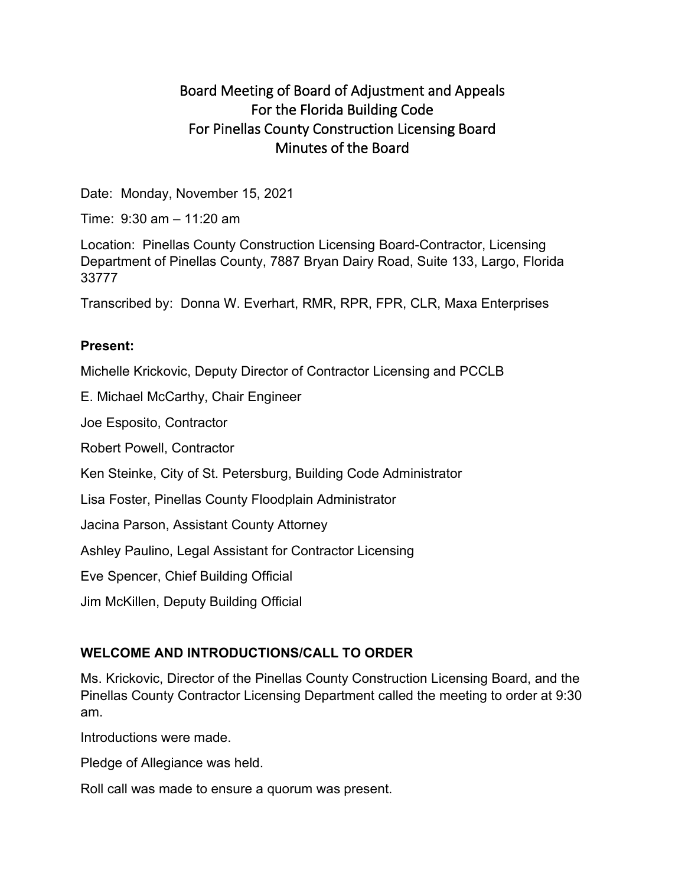# Board Meeting of Board of Adjustment and Appeals
# For the Florida Building Code
# For Pinellas County Construction Licensing Board
# Minutes of the Board

Date: Monday, November 15, 2021

Time: 9:30 am – 11:20 am

Location: Pinellas County Construction Licensing Board-Contractor, Licensing Department of Pinellas County, 7887 Bryan Dairy Road, Suite 133, Largo, Florida 33777

Transcribed by: Donna W. Everhart, RMR, RPR, FPR, CLR, Maxa Enterprises

**Present:**

Michelle Krickovic, Deputy Director of Contractor Licensing and PCCLB

E. Michael McCarthy, Chair Engineer

Joe Esposito, Contractor

Robert Powell, Contractor

Ken Steinke, City of St. Petersburg, Building Code Administrator

Lisa Foster, Pinellas County Floodplain Administrator

Jacina Parson, Assistant County Attorney

Ashley Paulino, Legal Assistant for Contractor Licensing

Eve Spencer, Chief Building Official

Jim McKillen, Deputy Building Official

## WELCOME AND INTRODUCTIONS/CALL TO ORDER

Ms. Krickovic, Director of the Pinellas County Construction Licensing Board, and the Pinellas County Contractor Licensing Department called the meeting to order at 9:30 am.

Introductions were made.

Pledge of Allegiance was held.

Roll call was made to ensure a quorum was present.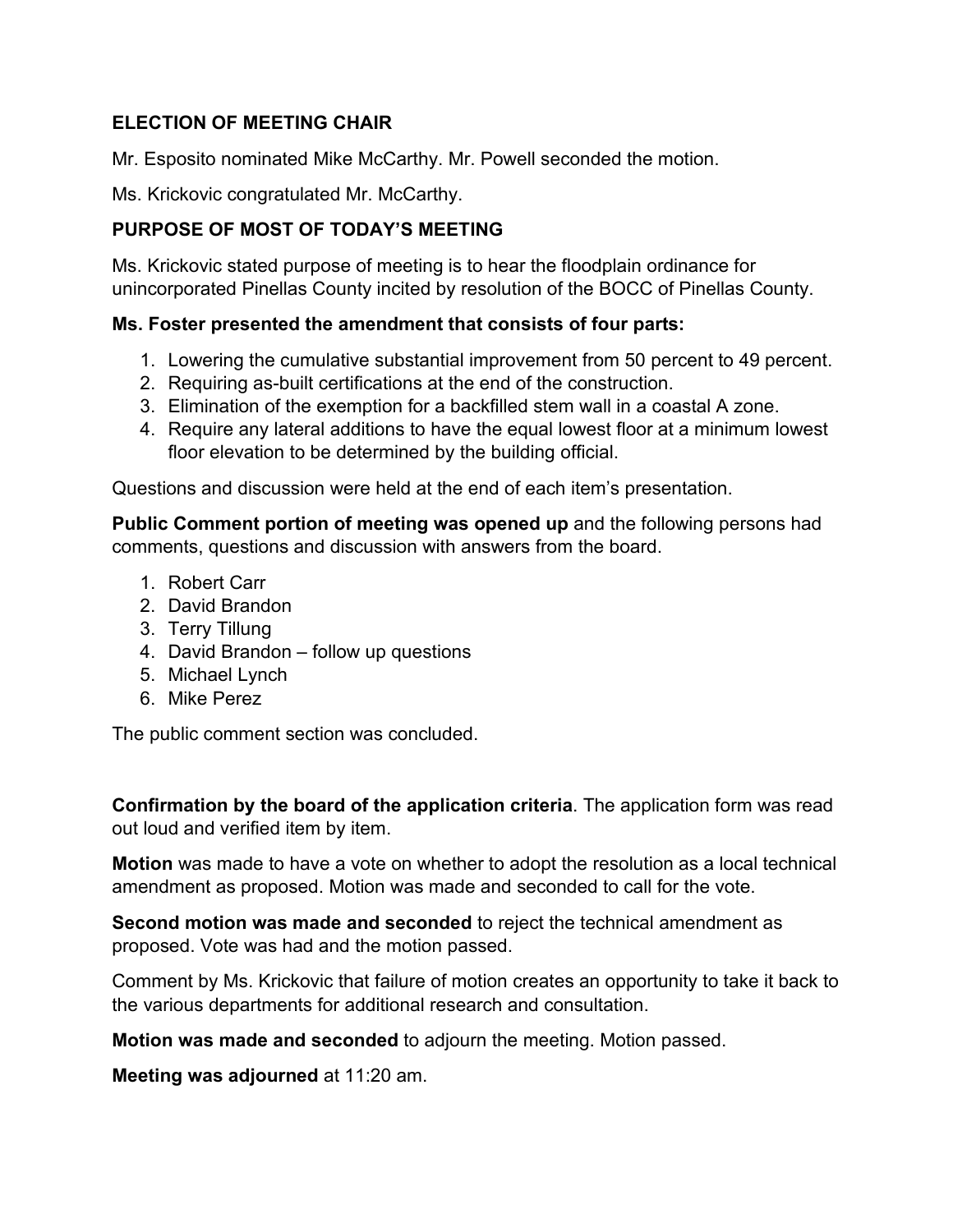**ELECTION OF MEETING CHAIR**

Mr. Esposito nominated Mike McCarthy. Mr. Powell seconded the motion.

Ms. Krickovic congratulated Mr. McCarthy.

**PURPOSE OF MOST OF TODAY'S MEETING**

Ms. Krickovic stated purpose of meeting is to hear the floodplain ordinance for unincorporated Pinellas County incited by resolution of the BOCC of Pinellas County.

**Ms. Foster presented the amendment that consists of four parts:**

1. Lowering the cumulative substantial improvement from 50 percent to 49 percent.
2. Requiring as-built certifications at the end of the construction.
3. Elimination of the exemption for a backfilled stem wall in a coastal A zone.
4. Require any lateral additions to have the equal lowest floor at a minimum lowest floor elevation to be determined by the building official.

Questions and discussion were held at the end of each item's presentation.

**Public Comment portion of meeting was opened up** and the following persons had comments, questions and discussion with answers from the board.

1. Robert Carr
2. David Brandon
3. Terry Tillung
4. David Brandon – follow up questions
5. Michael Lynch
6. Mike Perez

The public comment section was concluded.

**Confirmation by the board of the application criteria**. The application form was read out loud and verified item by item.

**Motion** was made to have a vote on whether to adopt the resolution as a local technical amendment as proposed. Motion was made and seconded to call for the vote.

**Second motion was made and seconded** to reject the technical amendment as proposed. Vote was had and the motion passed.

Comment by Ms. Krickovic that failure of motion creates an opportunity to take it back to the various departments for additional research and consultation.

**Motion was made and seconded** to adjourn the meeting. Motion passed.

**Meeting was adjourned** at 11:20 am.